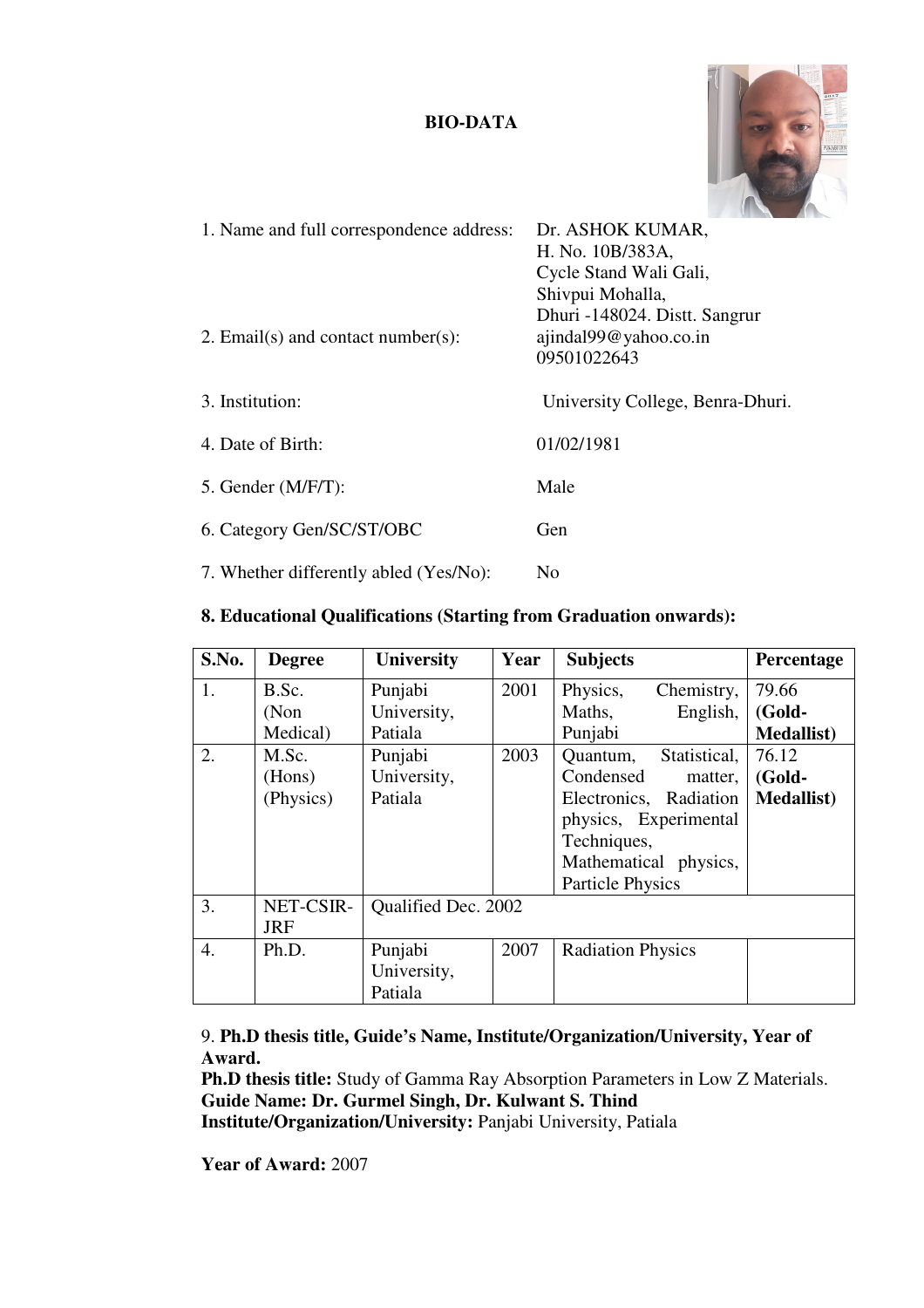# BIO-DATA

1. Name and full correspondence address: Dr. ASHOK KUMAR,
H. No. 10B/383A,
Cycle Stand Wali Gali,
Shivpui Mohalla,
Dhuri -148024. Distt. Sangrur

2. Email(s) and contact number(s): ajindal99@yahoo.co.in
09501022643

3. Institution: University College, Benra-Dhuri.

4. Date of Birth: 01/02/1981

5. Gender (M/F/T): Male

6. Category Gen/SC/ST/OBC Gen

7. Whether differently abled (Yes/No): No

**8. Educational Qualifications (Starting from Graduation onwards):**

| S.No. | Degree | University | Year | Subjects | Percentage |
|---|---|---|---|---|---|
| 1. | B.Sc. (Non Medical) | Punjabi University, Patiala | 2001 | Physics, Chemistry, Maths, English, Punjabi | 79.66 **(Gold-Medallist)** |
| 2. | M.Sc. (Hons) (Physics) | Punjabi University, Patiala | 2003 | Quantum, Statistical, Condensed matter, Electronics, Radiation physics, Experimental Techniques, Mathematical physics, Particle Physics | 76.12 **(Gold-Medallist)** |
| 3. | NET-CSIR-JRF | Qualified Dec. 2002 | | | |
| 4. | Ph.D. | Punjabi University, Patiala | 2007 | Radiation Physics | |

9. **Ph.D thesis title, Guide's Name, Institute/Organization/University, Year of Award.**
**Ph.D thesis title:** Study of Gamma Ray Absorption Parameters in Low Z Materials.
**Guide Name: Dr. Gurmel Singh, Dr. Kulwant S. Thind**
**Institute/Organization/University:** Panjabi University, Patiala

**Year of Award:** 2007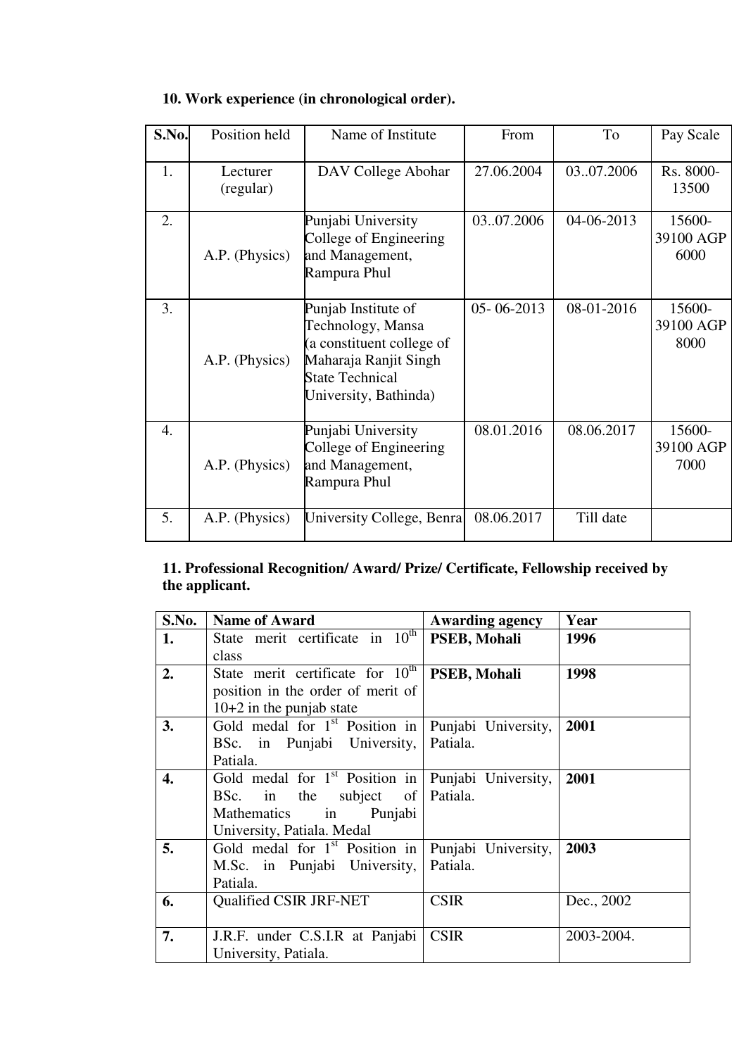**10. Work experience (in chronological order).**

| S.No. | Position held | Name of Institute | From | To | Pay Scale |
|---|---|---|---|---|---|
| 1. | Lecturer (regular) | DAV College Abohar | 27.06.2004 | 03..07.2006 | Rs. 8000-13500 |
| 2. | A.P. (Physics) | Punjabi University College of Engineering and Management, Rampura Phul | 03..07.2006 | 04-06-2013 | 15600-39100 AGP 6000 |
| 3. | A.P. (Physics) | Punjab Institute of Technology, Mansa (a constituent college of Maharaja Ranjit Singh State Technical University, Bathinda) | 05- 06-2013 | 08-01-2016 | 15600-39100 AGP 8000 |
| 4. | A.P. (Physics) | Punjabi University College of Engineering and Management, Rampura Phul | 08.01.2016 | 08.06.2017 | 15600-39100 AGP 7000 |
| 5. | A.P. (Physics) | University College, Benra | 08.06.2017 | Till date | |

**11. Professional Recognition/ Award/ Prize/ Certificate, Fellowship received by the applicant.**

| S.No. | Name of Award | Awarding agency | Year |
|---|---|---|---|
| **1.** | State merit certificate in 10th class | **PSEB, Mohali** | **1996** |
| **2.** | State merit certificate for 10th position in the order of merit of 10+2 in the punjab state | **PSEB, Mohali** | **1998** |
| **3.** | Gold medal for 1st Position in BSc. in Punjabi University, Patiala. | Punjabi University, Patiala. | **2001** |
| **4.** | Gold medal for 1st Position in BSc. in the subject of Mathematics in Punjabi University, Patiala. Medal | Punjabi University, Patiala. | **2001** |
| **5.** | Gold medal for 1st Position in M.Sc. in Punjabi University, Patiala. | Punjabi University, Patiala. | **2003** |
| **6.** | Qualified CSIR JRF-NET | CSIR | Dec., 2002 |
| **7.** | J.R.F. under C.S.I.R at Panjabi University, Patiala. | CSIR | 2003-2004. |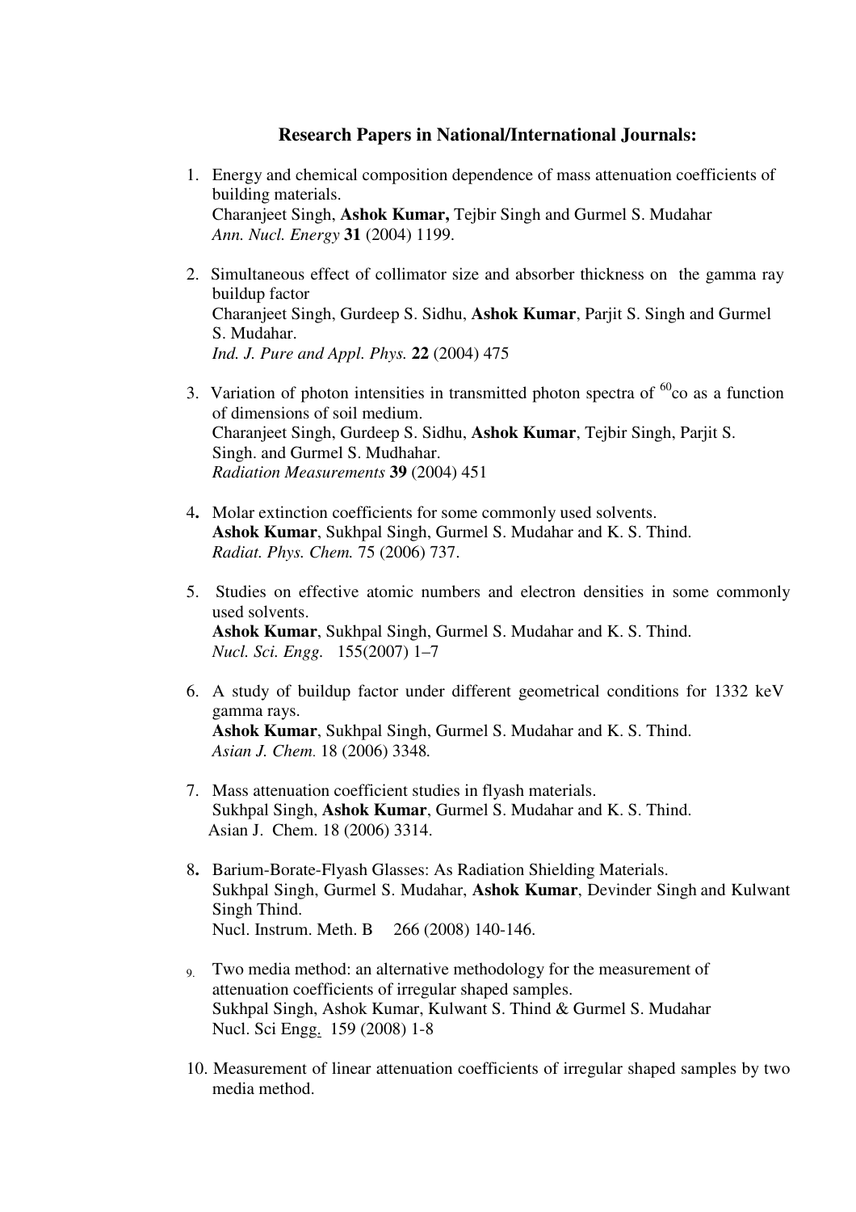## Research Papers in National/International Journals:

1. Energy and chemical composition dependence of mass attenuation coefficients of building materials.
   Charanjeet Singh, **Ashok Kumar,** Tejbir Singh and Gurmel S. Mudahar
   *Ann. Nucl. Energy* **31** (2004) 1199.

2. Simultaneous effect of collimator size and absorber thickness on the gamma ray buildup factor
   Charanjeet Singh, Gurdeep S. Sidhu, **Ashok Kumar**, Parjit S. Singh and Gurmel S. Mudahar.
   *Ind. J. Pure and Appl. Phys.* **22** (2004) 475

3. Variation of photon intensities in transmitted photon spectra of $^{60}$co as a function of dimensions of soil medium.
   Charanjeet Singh, Gurdeep S. Sidhu, **Ashok Kumar**, Tejbir Singh, Parjit S. Singh. and Gurmel S. Mudhahar.
   *Radiation Measurements* **39** (2004) 451

4. Molar extinction coefficients for some commonly used solvents.
   **Ashok Kumar**, Sukhpal Singh, Gurmel S. Mudahar and K. S. Thind.
   *Radiat. Phys. Chem.* 75 (2006) 737.

5. Studies on effective atomic numbers and electron densities in some commonly used solvents.
   **Ashok Kumar**, Sukhpal Singh, Gurmel S. Mudahar and K. S. Thind.
   *Nucl. Sci. Engg.* 155(2007) 1–7

6. A study of buildup factor under different geometrical conditions for 1332 keV gamma rays.
   **Ashok Kumar**, Sukhpal Singh, Gurmel S. Mudahar and K. S. Thind.
   *Asian J. Chem.* 18 (2006) 3348.

7. Mass attenuation coefficient studies in flyash materials.
   Sukhpal Singh, **Ashok Kumar**, Gurmel S. Mudahar and K. S. Thind.
   Asian J. Chem. 18 (2006) 3314.

8. Barium-Borate-Flyash Glasses: As Radiation Shielding Materials.
   Sukhpal Singh, Gurmel S. Mudahar, **Ashok Kumar**, Devinder Singh and Kulwant Singh Thind.
   Nucl. Instrum. Meth. B 266 (2008) 140-146.

9. Two media method: an alternative methodology for the measurement of attenuation coefficients of irregular shaped samples.
   Sukhpal Singh, Ashok Kumar, Kulwant S. Thind & Gurmel S. Mudahar
   Nucl. Sci Engg. 159 (2008) 1-8

10. Measurement of linear attenuation coefficients of irregular shaped samples by two media method.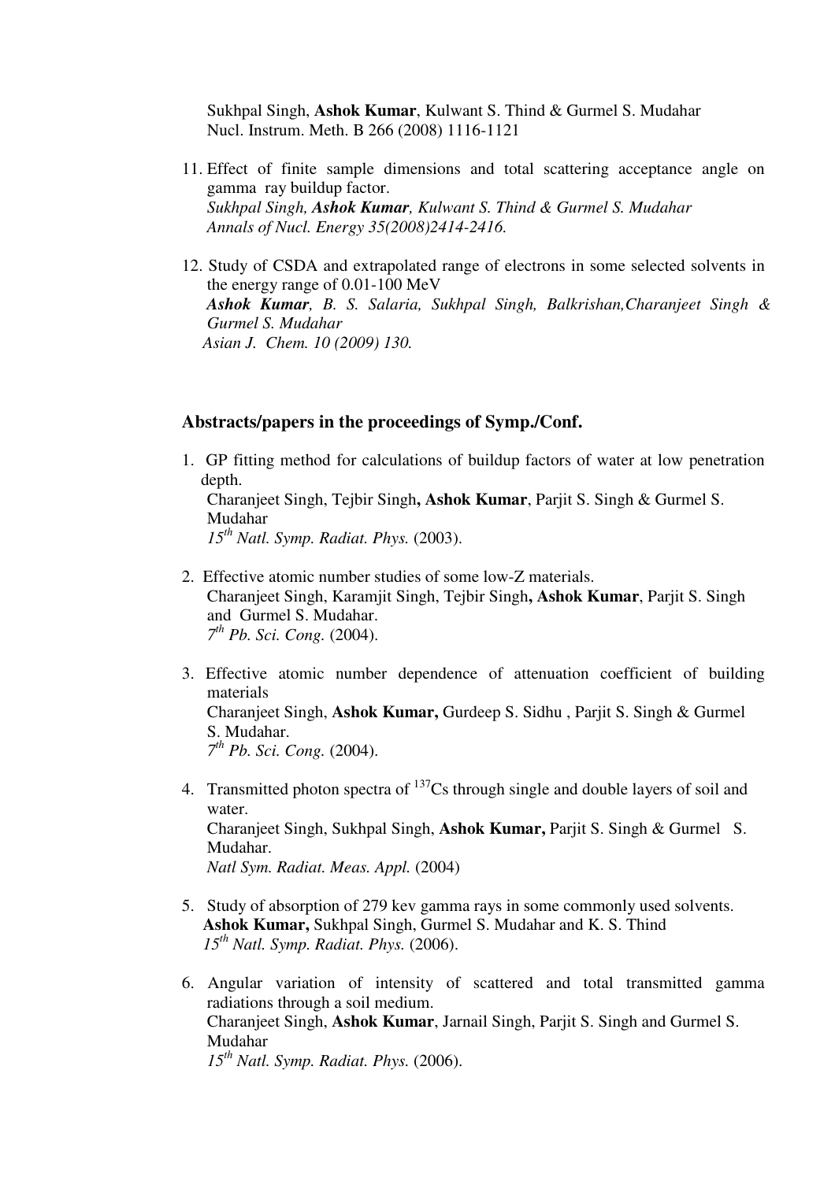Sukhpal Singh, **Ashok Kumar**, Kulwant S. Thind & Gurmel S. Mudahar
Nucl. Instrum. Meth. B 266 (2008) 1116-1121

11. Effect of finite sample dimensions and total scattering acceptance angle on gamma ray buildup factor.
    *Sukhpal Singh, **Ashok Kumar**, Kulwant S. Thind & Gurmel S. Mudahar*
    *Annals of Nucl. Energy 35(2008)2414-2416.*

12. Study of CSDA and extrapolated range of electrons in some selected solvents in the energy range of 0.01-100 MeV
    ***Ashok Kumar**, B. S. Salaria, Sukhpal Singh, Balkrishan,Charanjeet Singh & Gurmel S. Mudahar*
    *Asian J. Chem. 10 (2009) 130.*

## Abstracts/papers in the proceedings of Symp./Conf.

1. GP fitting method for calculations of buildup factors of water at low penetration depth.
   Charanjeet Singh, Tejbir Singh**, Ashok Kumar**, Parjit S. Singh & Gurmel S. Mudahar
   *15th Natl. Symp. Radiat. Phys.* (2003).

2. Effective atomic number studies of some low-Z materials.
   Charanjeet Singh, Karamjit Singh, Tejbir Singh**, Ashok Kumar**, Parjit S. Singh and Gurmel S. Mudahar.
   *7th Pb. Sci. Cong.* (2004).

3. Effective atomic number dependence of attenuation coefficient of building materials
   Charanjeet Singh, **Ashok Kumar,** Gurdeep S. Sidhu , Parjit S. Singh & Gurmel S. Mudahar.
   *7th Pb. Sci. Cong.* (2004).

4. Transmitted photon spectra of $^{137}$Cs through single and double layers of soil and water.
   Charanjeet Singh, Sukhpal Singh, **Ashok Kumar,** Parjit S. Singh & Gurmel S. Mudahar.
   *Natl Sym. Radiat. Meas. Appl.* (2004)

5. Study of absorption of 279 kev gamma rays in some commonly used solvents.
   **Ashok Kumar,** Sukhpal Singh, Gurmel S. Mudahar and K. S. Thind
   *15th Natl. Symp. Radiat. Phys.* (2006).

6. Angular variation of intensity of scattered and total transmitted gamma radiations through a soil medium.
   Charanjeet Singh, **Ashok Kumar**, Jarnail Singh, Parjit S. Singh and Gurmel S. Mudahar
   *15th Natl. Symp. Radiat. Phys.* (2006).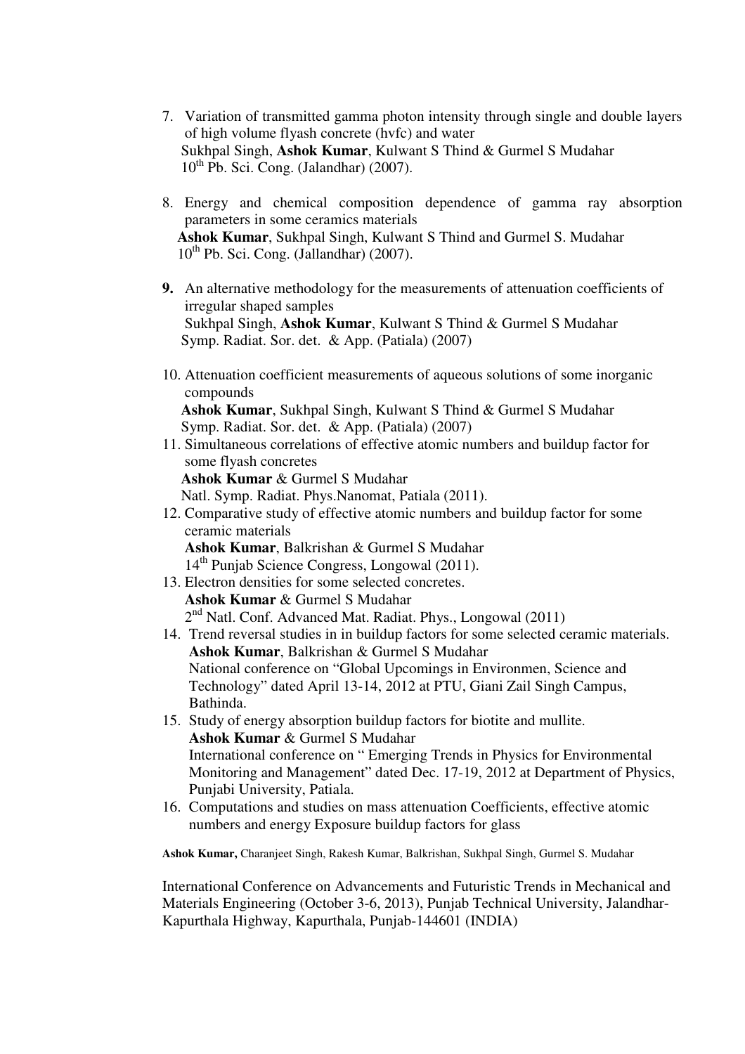7. Variation of transmitted gamma photon intensity through single and double layers of high volume flyash concrete (hvfc) and water
   Sukhpal Singh, **Ashok Kumar**, Kulwant S Thind & Gurmel S Mudahar
   $10^{th}$ Pb. Sci. Cong. (Jalandhar) (2007).

8. Energy and chemical composition dependence of gamma ray absorption parameters in some ceramics materials
   **Ashok Kumar**, Sukhpal Singh, Kulwant S Thind and Gurmel S. Mudahar
   $10^{th}$ Pb. Sci. Cong. (Jallandhar) (2007).

9. An alternative methodology for the measurements of attenuation coefficients of irregular shaped samples
   Sukhpal Singh, **Ashok Kumar**, Kulwant S Thind & Gurmel S Mudahar
   Symp. Radiat. Sor. det. & App. (Patiala) (2007)

10. Attenuation coefficient measurements of aqueous solutions of some inorganic compounds
    **Ashok Kumar**, Sukhpal Singh, Kulwant S Thind & Gurmel S Mudahar
    Symp. Radiat. Sor. det. & App. (Patiala) (2007)

11. Simultaneous correlations of effective atomic numbers and buildup factor for some flyash concretes
    **Ashok Kumar** & Gurmel S Mudahar
    Natl. Symp. Radiat. Phys.Nanomat, Patiala (2011).

12. Comparative study of effective atomic numbers and buildup factor for some ceramic materials
    **Ashok Kumar**, Balkrishan & Gurmel S Mudahar
    $14^{th}$ Punjab Science Congress, Longowal (2011).

13. Electron densities for some selected concretes.
    **Ashok Kumar** & Gurmel S Mudahar
    $2^{nd}$ Natl. Conf. Advanced Mat. Radiat. Phys., Longowal (2011)

14. Trend reversal studies in in buildup factors for some selected ceramic materials.
    **Ashok Kumar**, Balkrishan & Gurmel S Mudahar
    National conference on "Global Upcomings in Environmen, Science and Technology" dated April 13-14, 2012 at PTU, Giani Zail Singh Campus, Bathinda.

15. Study of energy absorption buildup factors for biotite and mullite.
    **Ashok Kumar** & Gurmel S Mudahar
    International conference on " Emerging Trends in Physics for Environmental Monitoring and Management" dated Dec. 17-19, 2012 at Department of Physics, Punjabi University, Patiala.

16. Computations and studies on mass attenuation Coefficients, effective atomic numbers and energy Exposure buildup factors for glass

**Ashok Kumar,** Charanjeet Singh, Rakesh Kumar, Balkrishan, Sukhpal Singh, Gurmel S. Mudahar

International Conference on Advancements and Futuristic Trends in Mechanical and Materials Engineering (October 3-6, 2013), Punjab Technical University, Jalandhar-Kapurthala Highway, Kapurthala, Punjab-144601 (INDIA)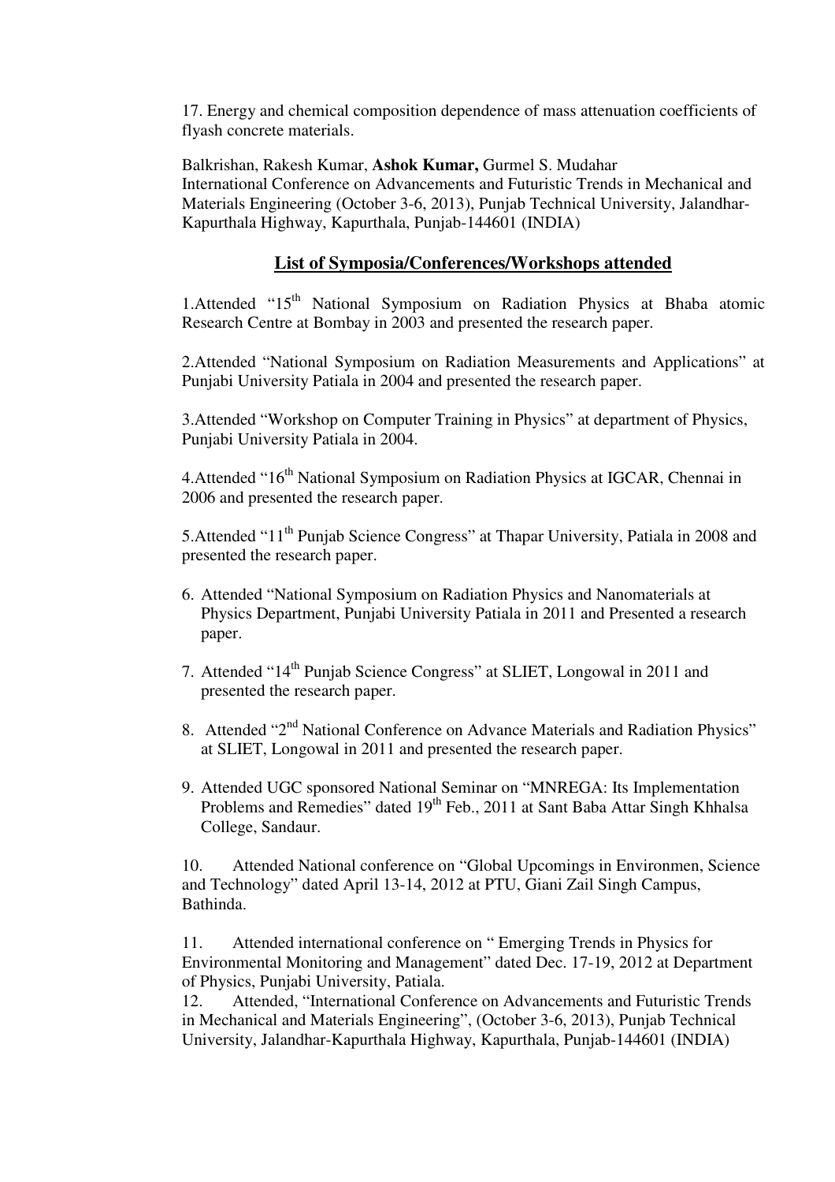17. Energy and chemical composition dependence of mass attenuation coefficients of flyash concrete materials.

Balkrishan, Rakesh Kumar, **Ashok Kumar,** Gurmel S. Mudahar
International Conference on Advancements and Futuristic Trends in Mechanical and Materials Engineering (October 3-6, 2013), Punjab Technical University, Jalandhar-Kapurthala Highway, Kapurthala, Punjab-144601 (INDIA)

## List of Symposia/Conferences/Workshops attended

1.Attended "15th National Symposium on Radiation Physics at Bhaba atomic Research Centre at Bombay in 2003 and presented the research paper.

2.Attended "National Symposium on Radiation Measurements and Applications" at Punjabi University Patiala in 2004 and presented the research paper.

3.Attended "Workshop on Computer Training in Physics" at department of Physics, Punjabi University Patiala in 2004.

4.Attended "16th National Symposium on Radiation Physics at IGCAR, Chennai in 2006 and presented the research paper.

5.Attended "11th Punjab Science Congress" at Thapar University, Patiala in 2008 and presented the research paper.

6. Attended "National Symposium on Radiation Physics and Nanomaterials at Physics Department, Punjabi University Patiala in 2011 and Presented a research paper.
7. Attended "14th Punjab Science Congress" at SLIET, Longowal in 2011 and presented the research paper.
8. Attended "2nd National Conference on Advance Materials and Radiation Physics" at SLIET, Longowal in 2011 and presented the research paper.
9. Attended UGC sponsored National Seminar on "MNREGA: Its Implementation Problems and Remedies" dated 19th Feb., 2011 at Sant Baba Attar Singh Khhalsa College, Sandaur.
10. Attended National conference on "Global Upcomings in Environmen, Science and Technology" dated April 13-14, 2012 at PTU, Giani Zail Singh Campus, Bathinda.
11. Attended international conference on " Emerging Trends in Physics for Environmental Monitoring and Management" dated Dec. 17-19, 2012 at Department of Physics, Punjabi University, Patiala.
12. Attended, "International Conference on Advancements and Futuristic Trends in Mechanical and Materials Engineering", (October 3-6, 2013), Punjab Technical University, Jalandhar-Kapurthala Highway, Kapurthala, Punjab-144601 (INDIA)